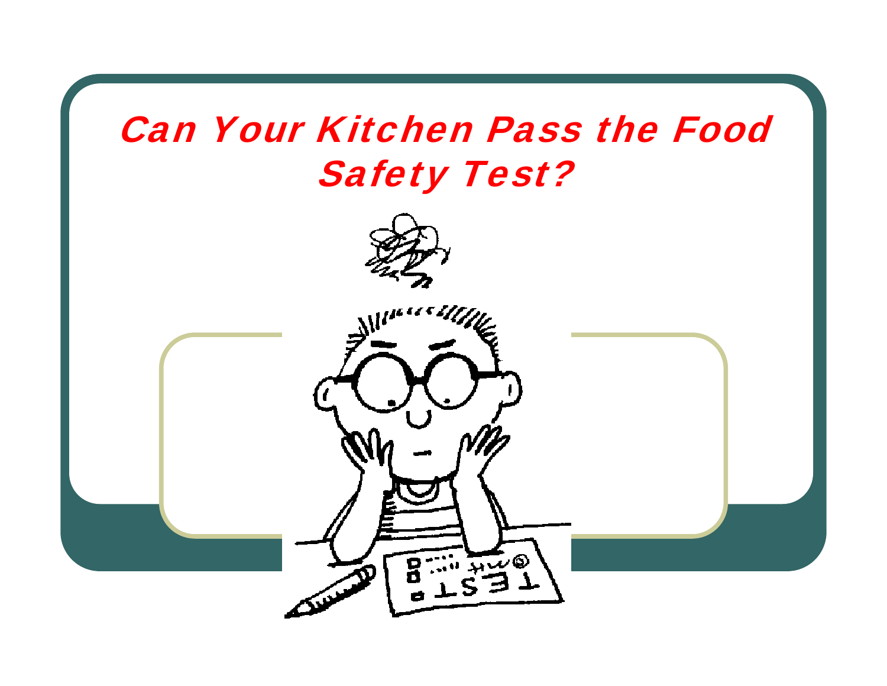# Can Your Kitchen Pass the Food Safety Test?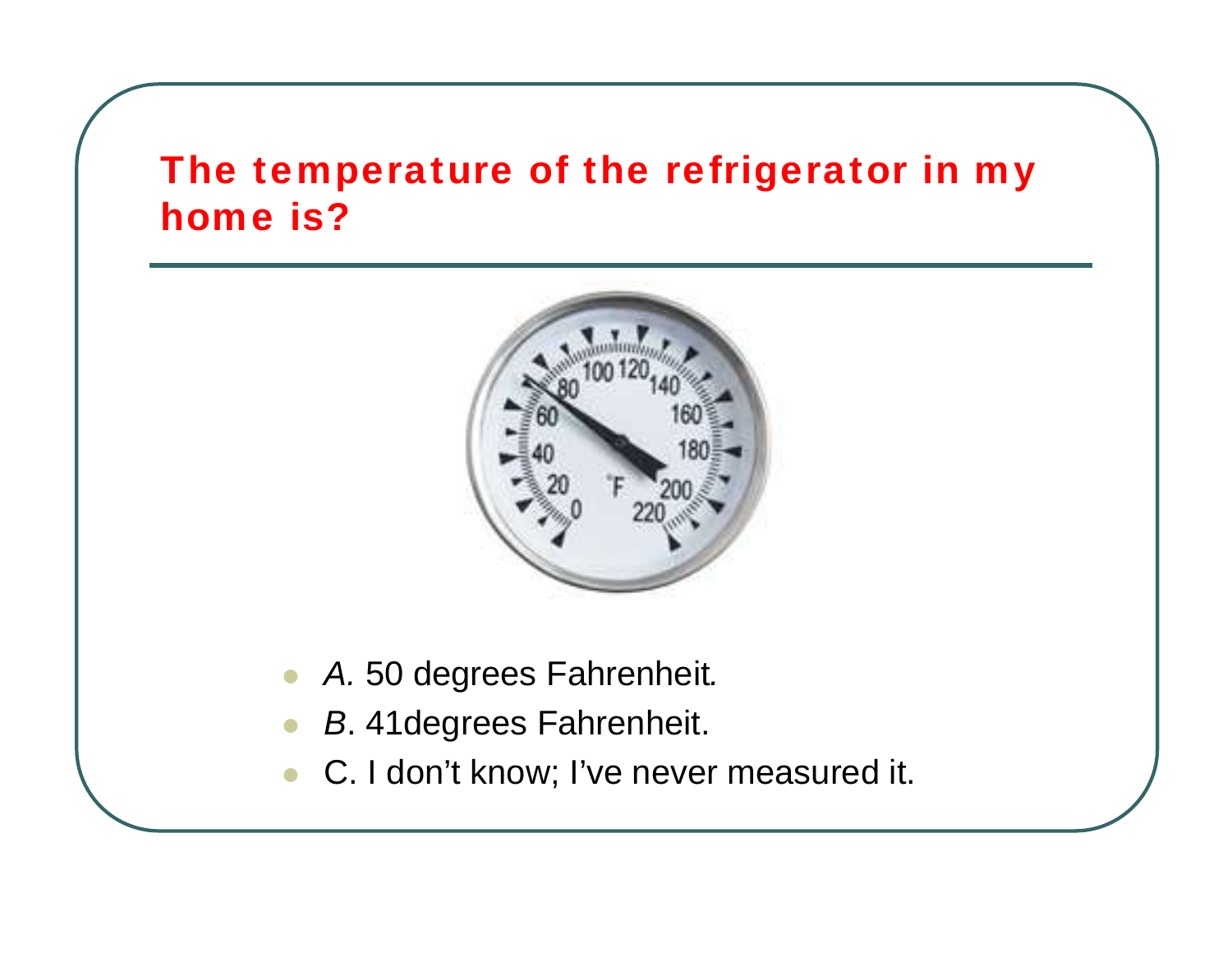## The temperature of the refrigerator in my home is?

- *A.* 50 degrees Fahrenheit.
- *B*. 41degrees Fahrenheit.
- C. I don't know; I've never measured it.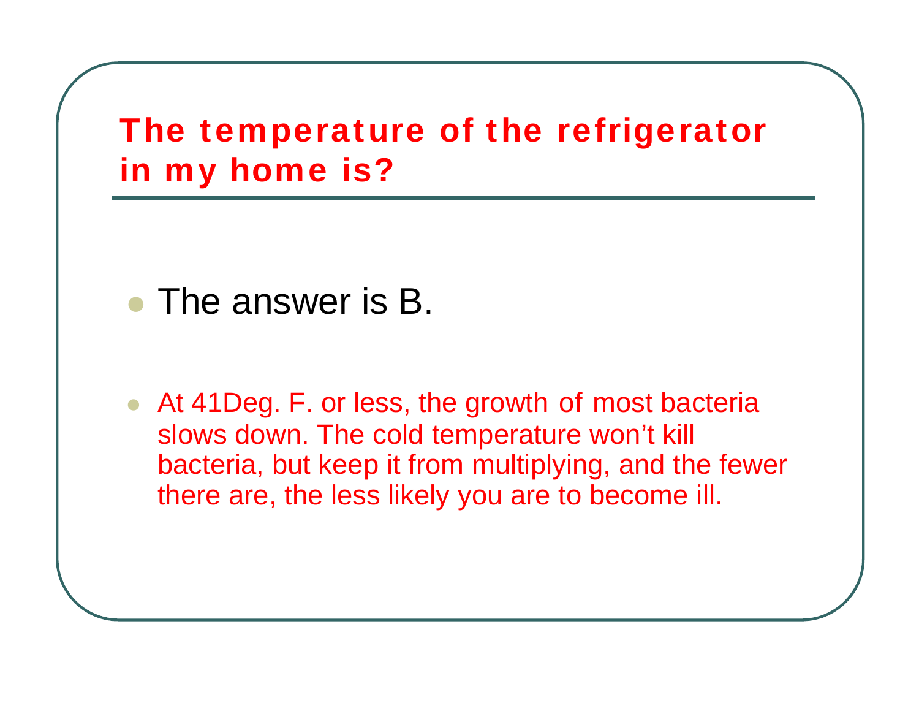## The temperature of the refrigerator in my home is?

- The answer is B.

- At 41Deg. F. or less, the growth of most bacteria slows down. The cold temperature won't kill bacteria, but keep it from multiplying, and the fewer there are, the less likely you are to become ill.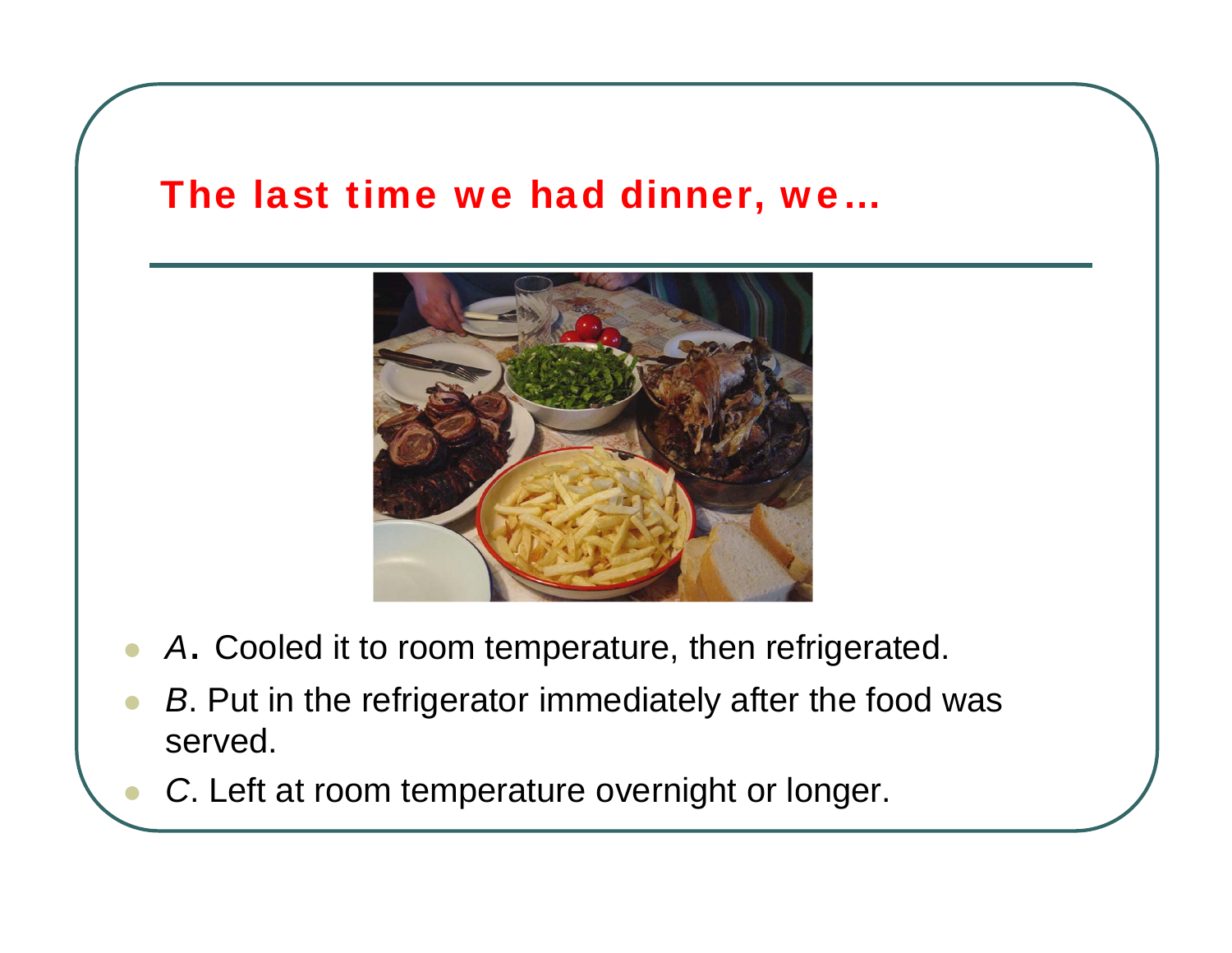# The last time we had dinner, we…

- *A*. Cooled it to room temperature, then refrigerated.
- *B*. Put in the refrigerator immediately after the food was served.
- *C*. Left at room temperature overnight or longer.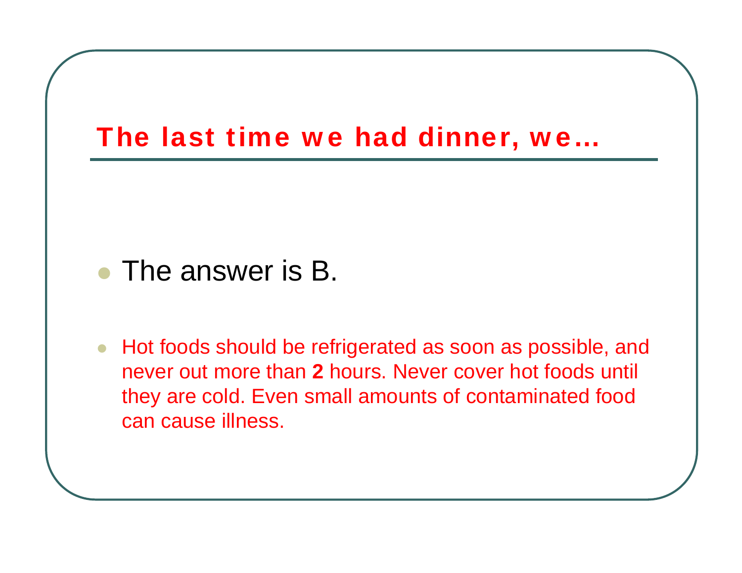# The last time we had dinner, we…

- The answer is B.

- Hot foods should be refrigerated as soon as possible, and never out more than **2** hours. Never cover hot foods until they are cold. Even small amounts of contaminated food can cause illness.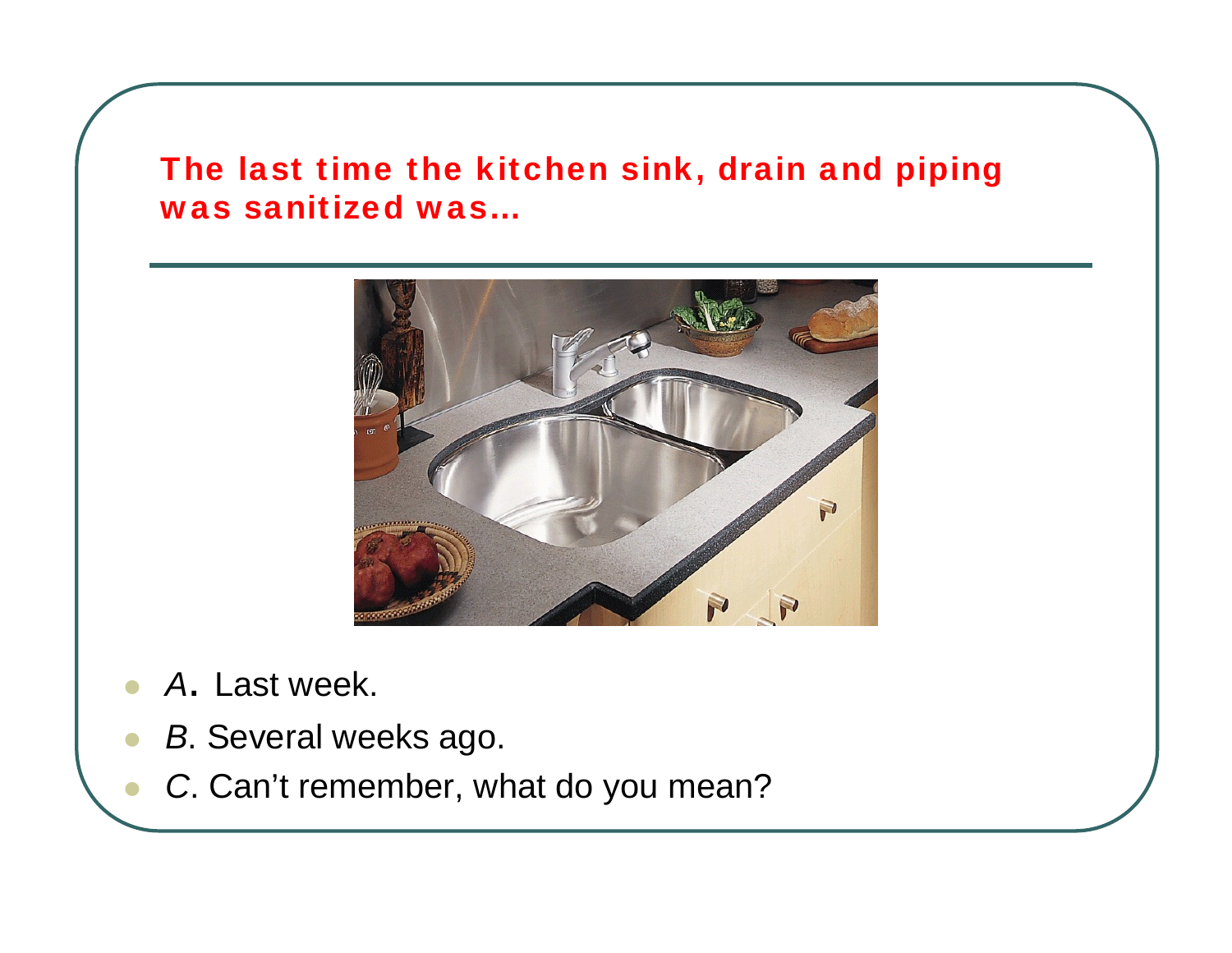## The last time the kitchen sink, drain and piping was sanitized was…

- *A*. Last week.
- *B*. Several weeks ago.
- *C*. Can't remember, what do you mean?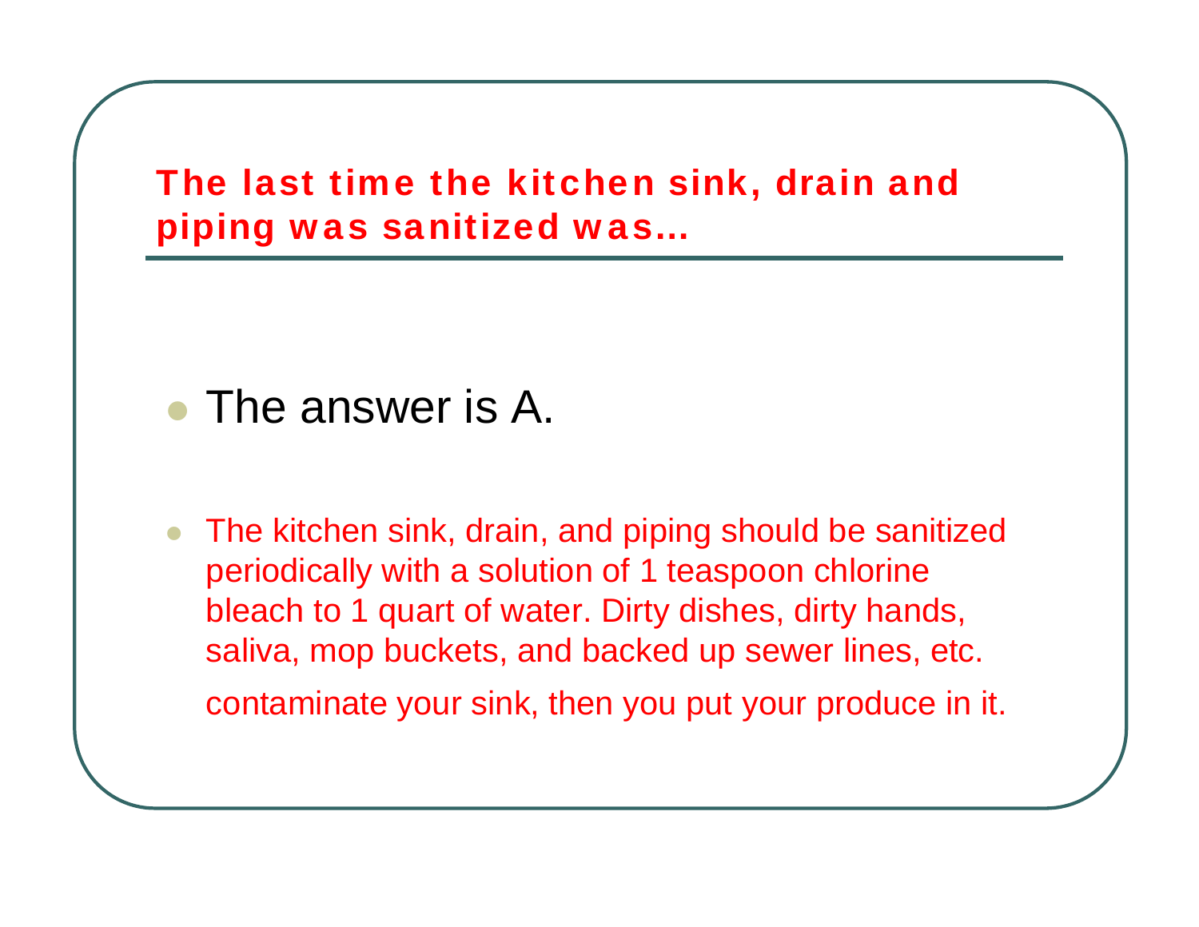## The last time the kitchen sink, drain and piping was sanitized was…

- The answer is A.

- The kitchen sink, drain, and piping should be sanitized periodically with a solution of 1 teaspoon chlorine bleach to 1 quart of water. Dirty dishes, dirty hands, saliva, mop buckets, and backed up sewer lines, etc. contaminate your sink, then you put your produce in it.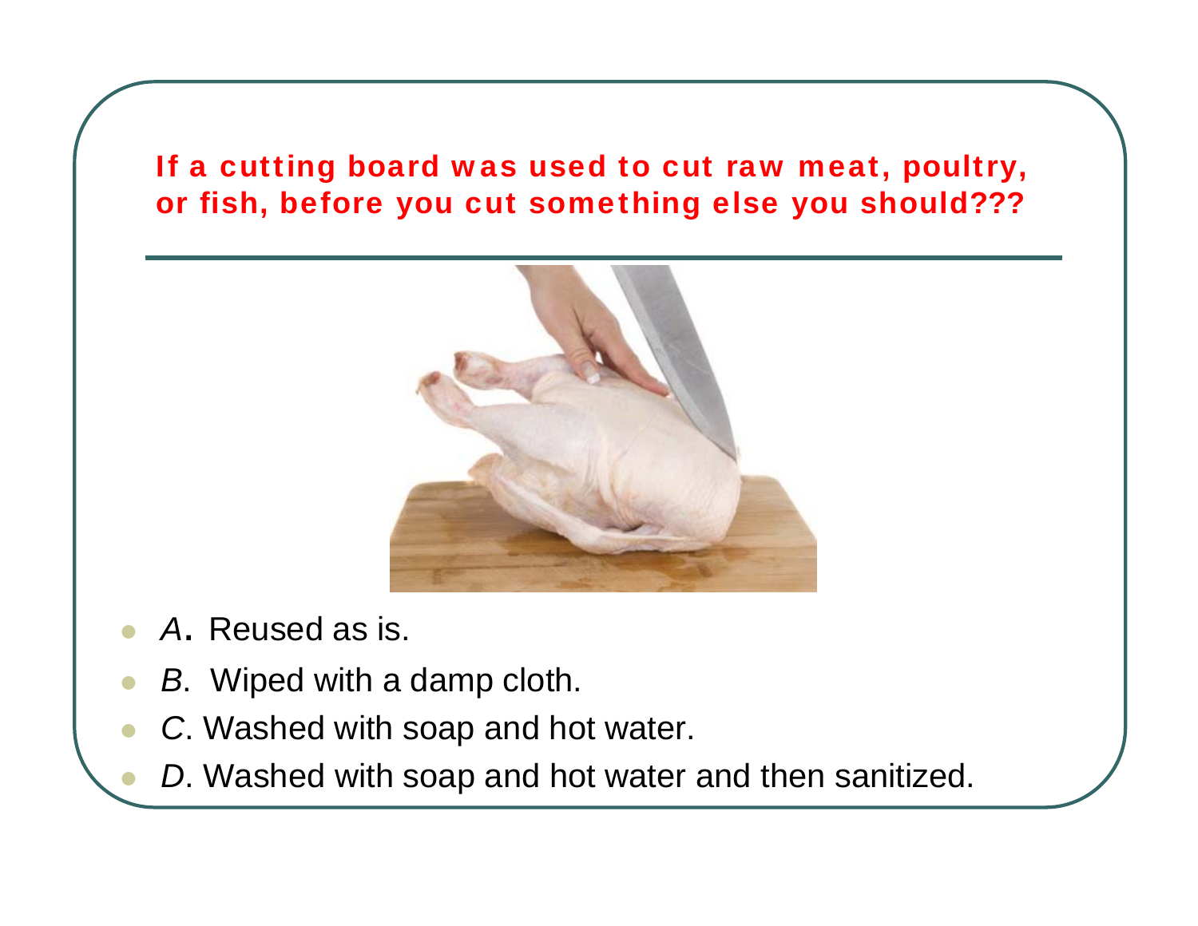## If a cutting board was used to cut raw meat, poultry, or fish, before you cut something else you should???

- *A*. Reused as is.
- *B*. Wiped with a damp cloth.
- *C*. Washed with soap and hot water.
- *D*. Washed with soap and hot water and then sanitized.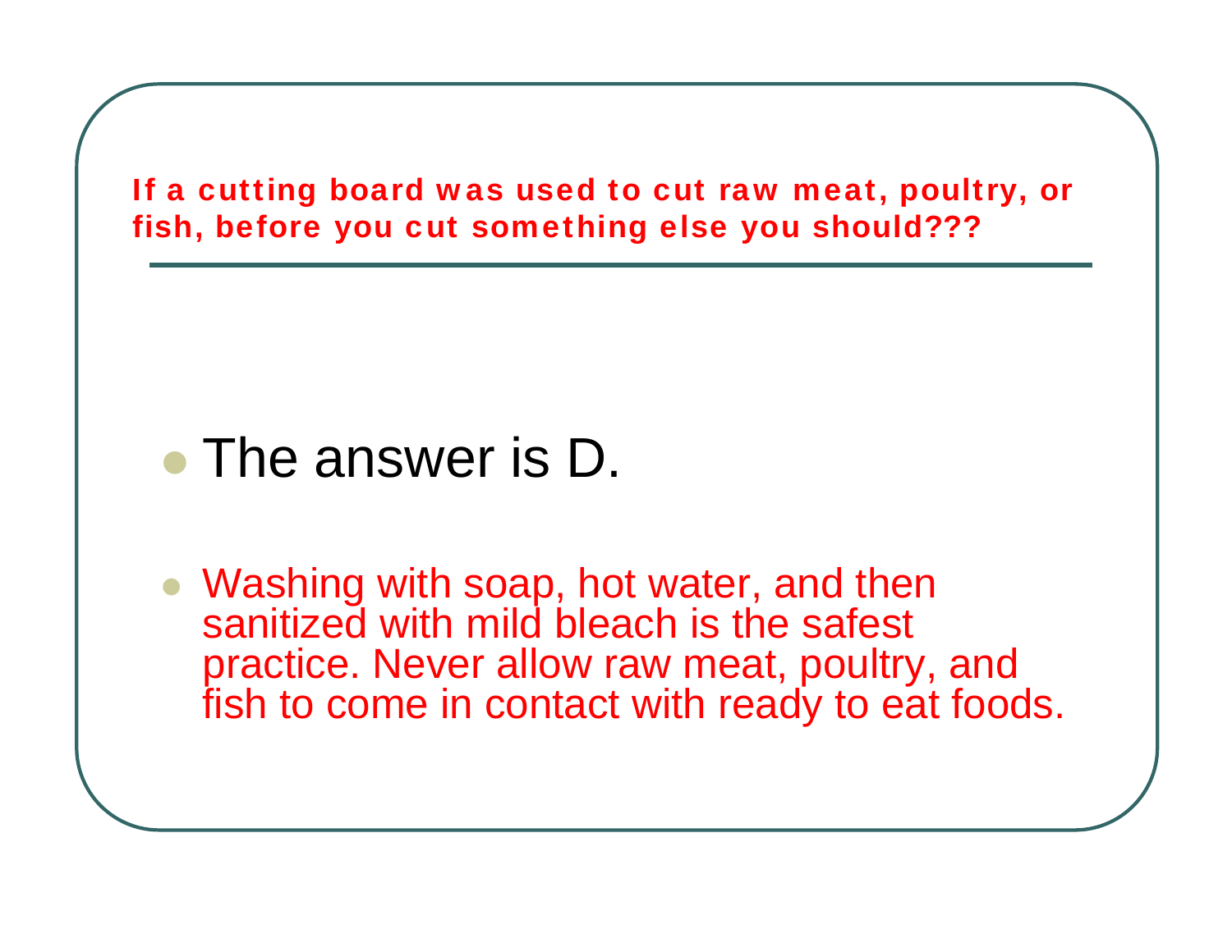## If a cutting board was used to cut raw meat, poultry, or fish, before you cut something else you should???

- The answer is D.
- Washing with soap, hot water, and then sanitized with mild bleach is the safest practice. Never allow raw meat, poultry, and fish to come in contact with ready to eat foods.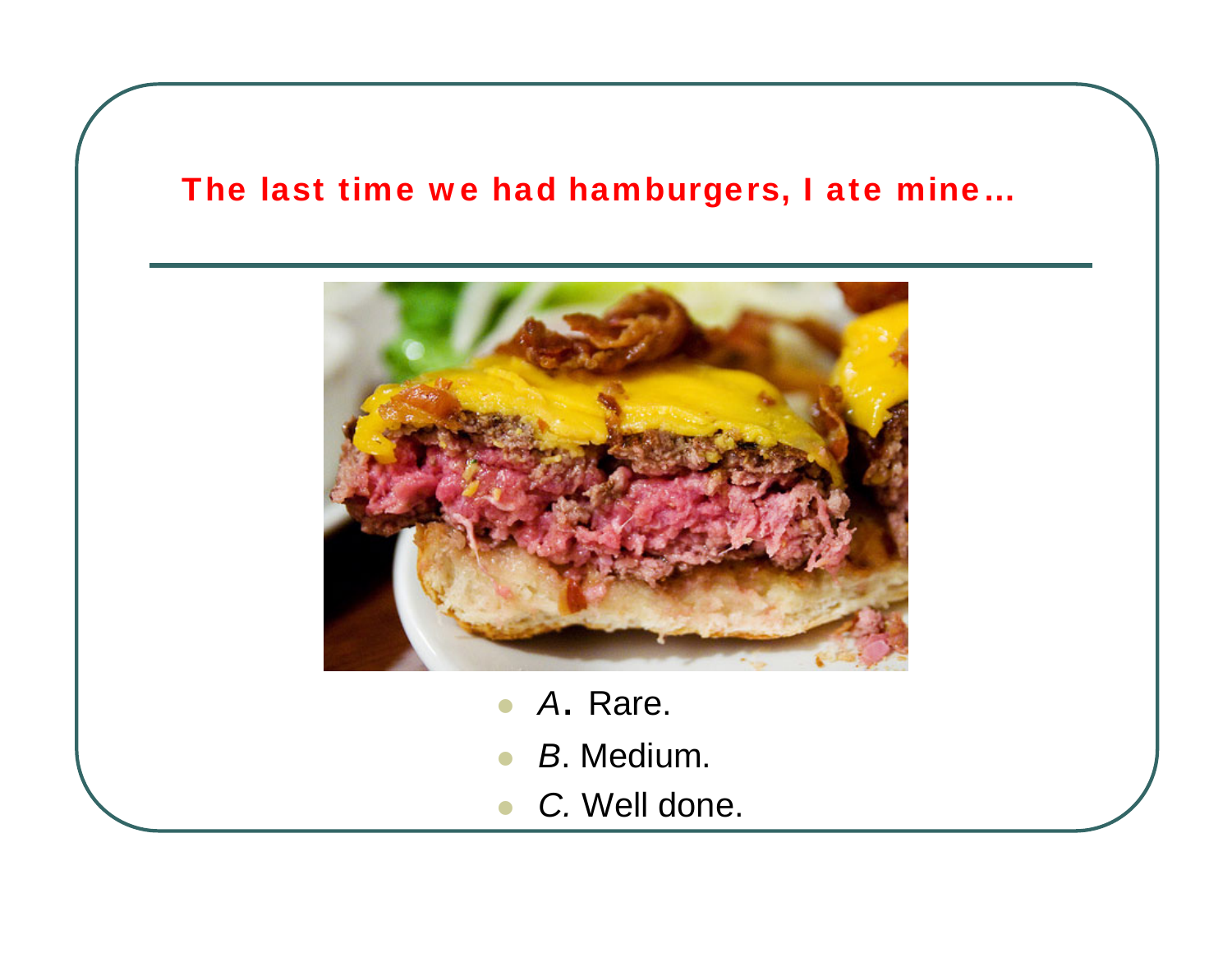## The last time we had hamburgers, I ate mine…

- *A*. Rare.
- *B*. Medium.
- *C.* Well done.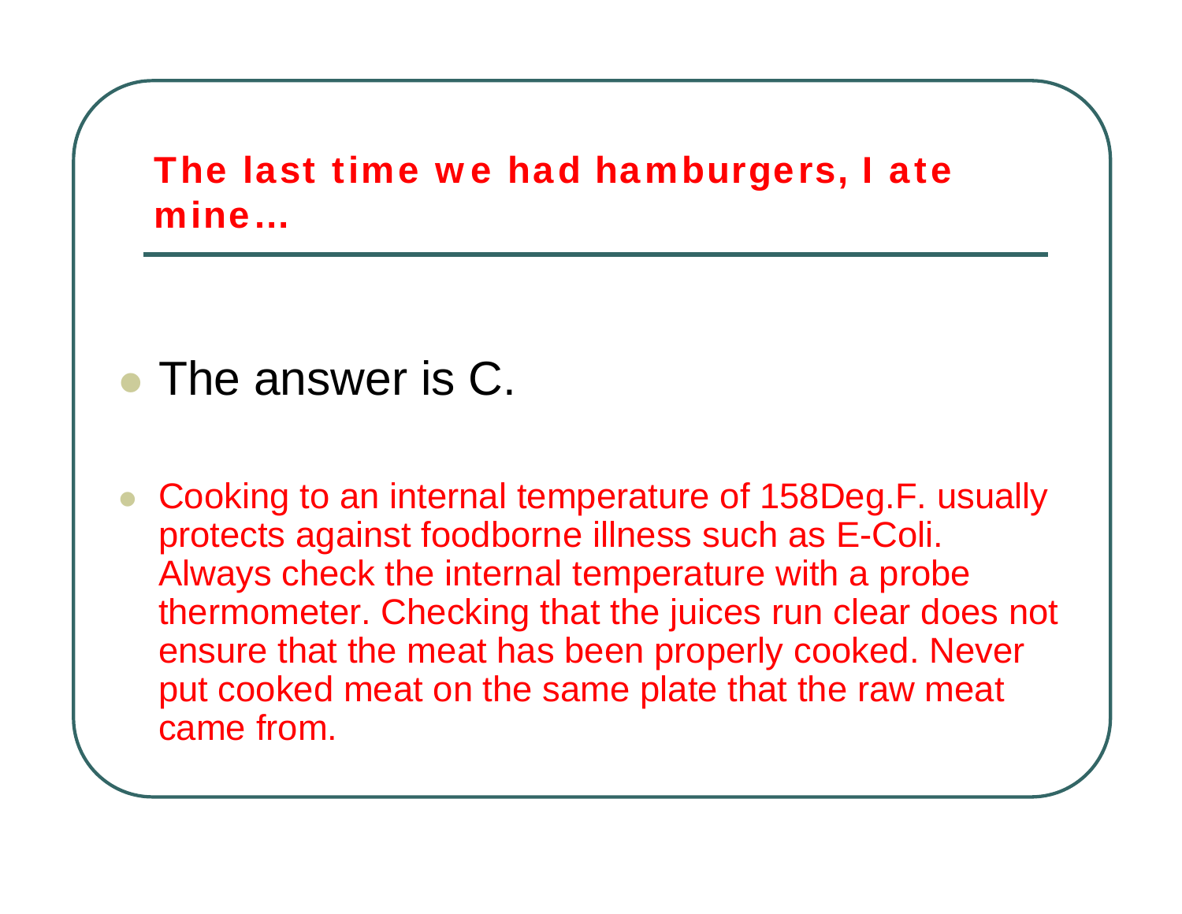## The last time we had hamburgers, I ate mine…

- The answer is C.

- Cooking to an internal temperature of 158Deg.F. usually protects against foodborne illness such as E-Coli. Always check the internal temperature with a probe thermometer. Checking that the juices run clear does not ensure that the meat has been properly cooked. Never put cooked meat on the same plate that the raw meat came from.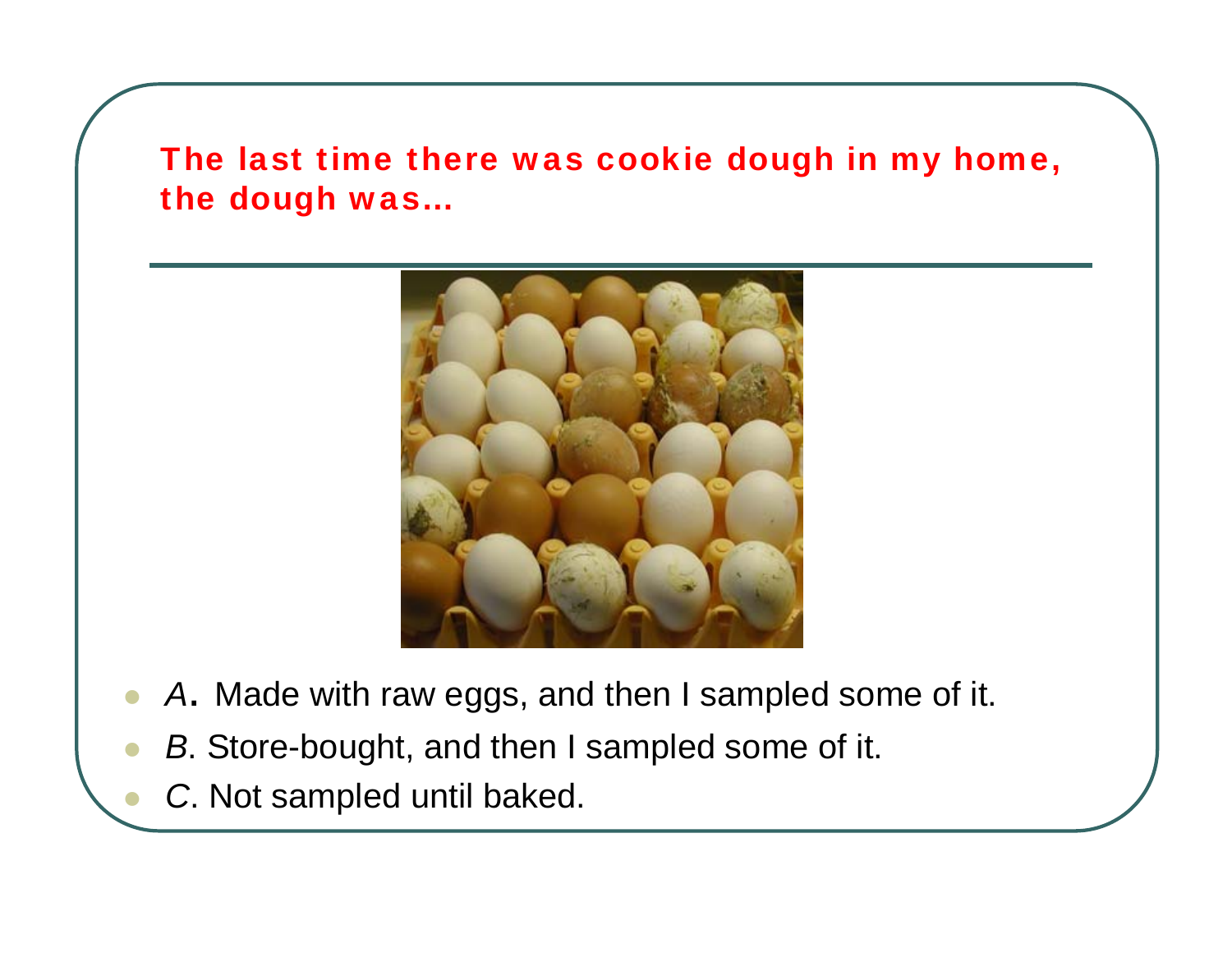## The last time there was cookie dough in my home, the dough was…

- *A*. Made with raw eggs, and then I sampled some of it.
- *B*. Store-bought, and then I sampled some of it.
- *C*. Not sampled until baked.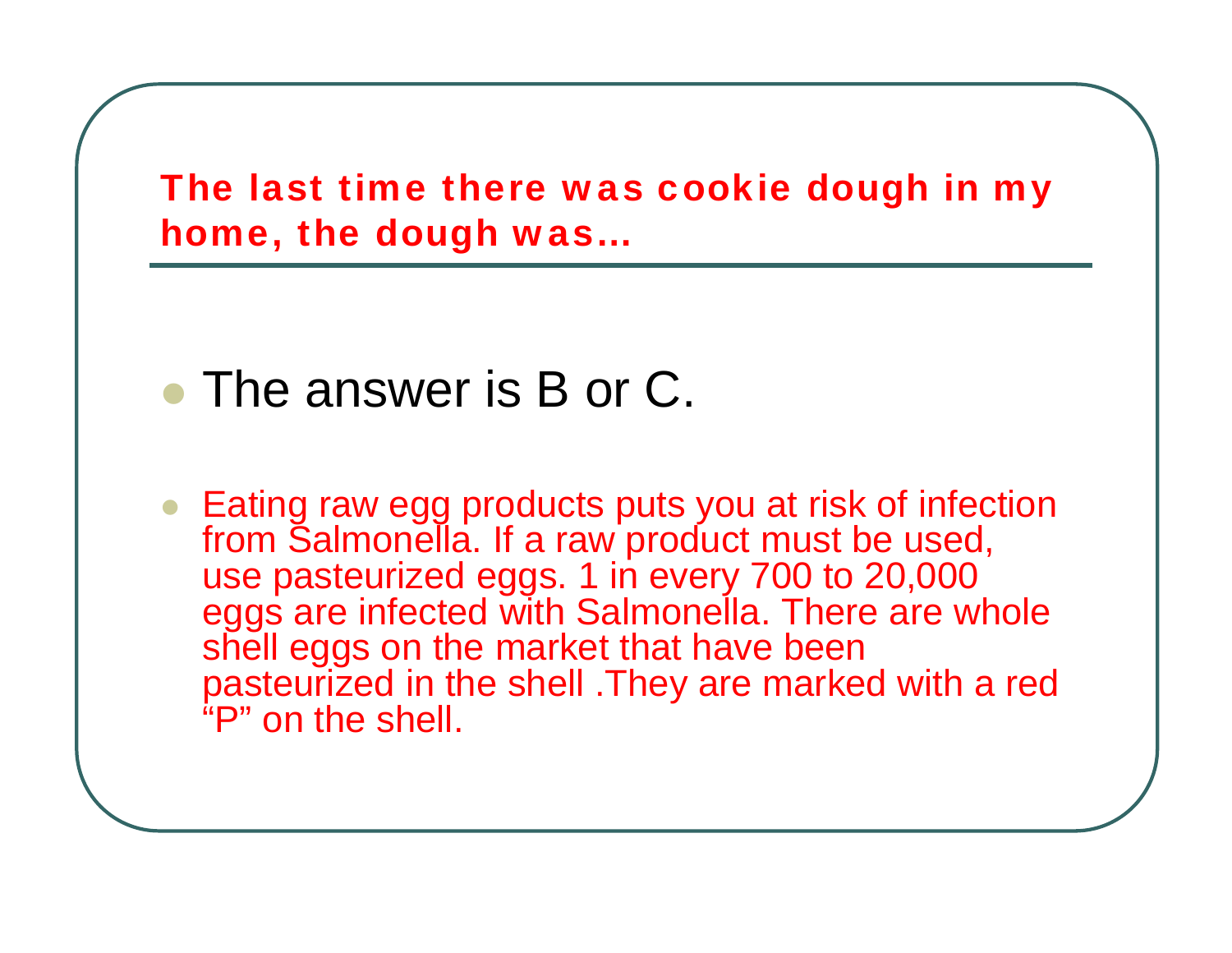## The last time there was cookie dough in my home, the dough was…

- The answer is B or C.

- Eating raw egg products puts you at risk of infection from Salmonella. If a raw product must be used, use pasteurized eggs. 1 in every 700 to 20,000 eggs are infected with Salmonella. There are whole shell eggs on the market that have been pasteurized in the shell .They are marked with a red "P" on the shell.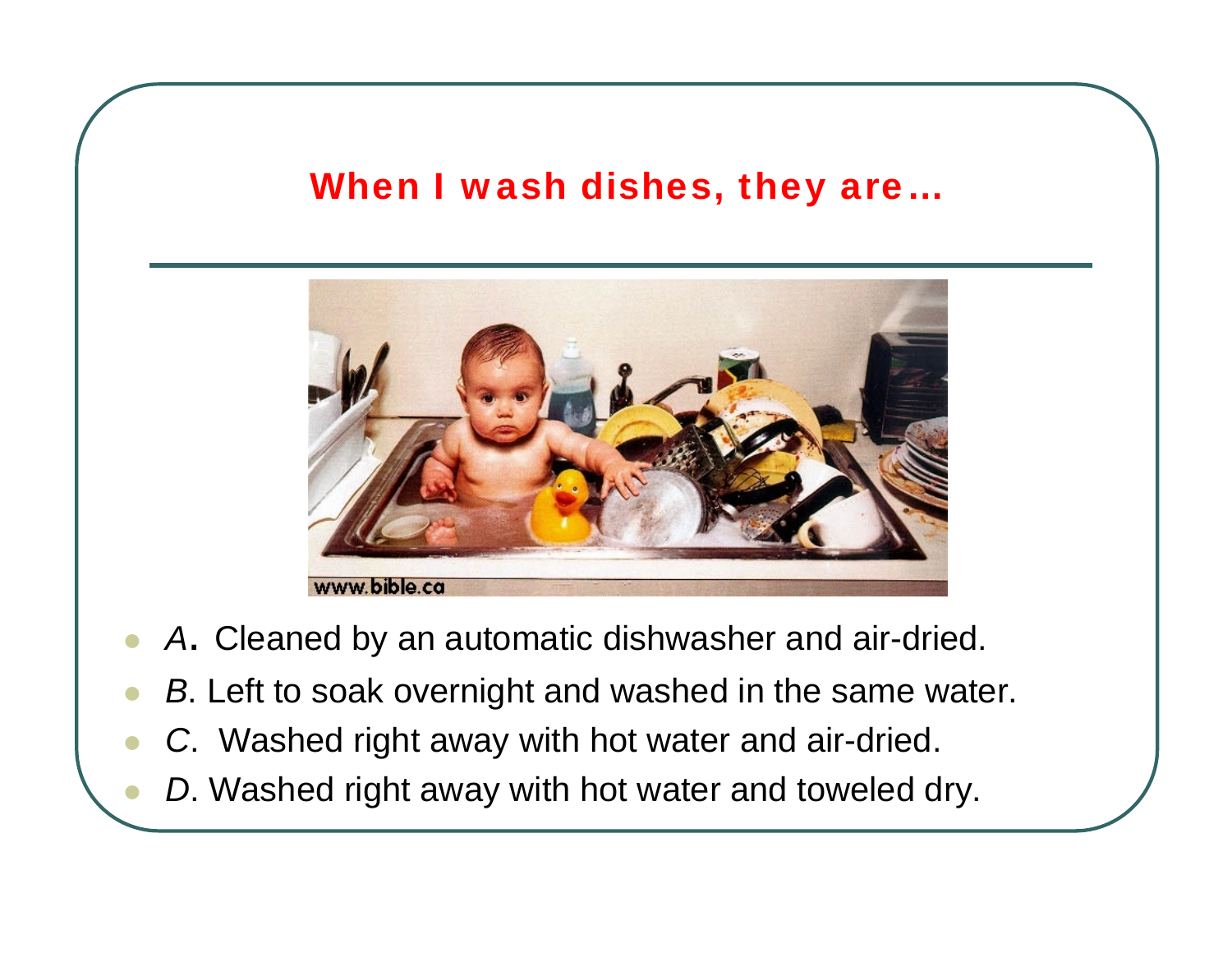## When I wash dishes, they are…

- *A***.** Cleaned by an automatic dishwasher and air-dried.
- *B*. Left to soak overnight and washed in the same water.
- *C*. Washed right away with hot water and air-dried.
- *D*. Washed right away with hot water and toweled dry.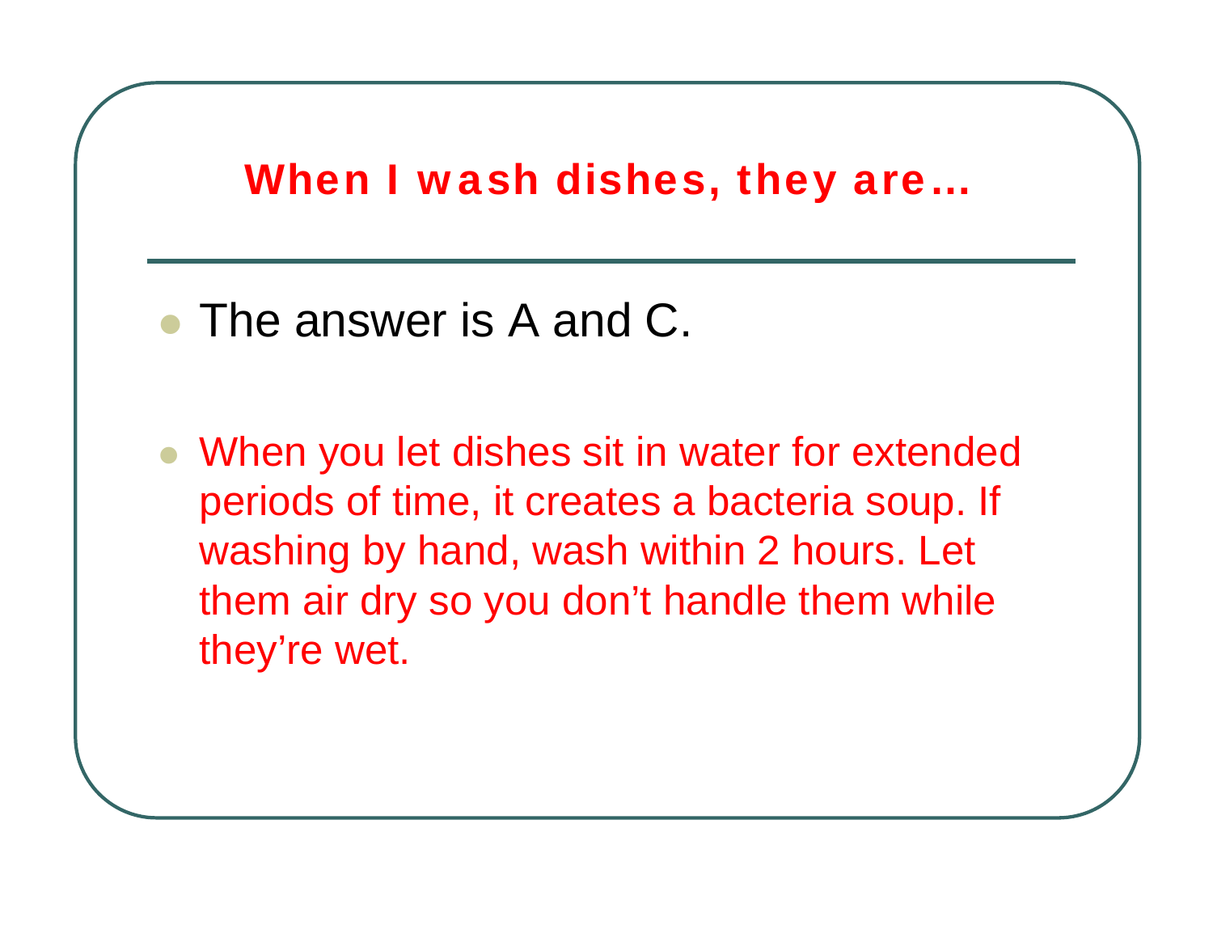## When I wash dishes, they are…

- The answer is A and C.
- When you let dishes sit in water for extended periods of time, it creates a bacteria soup. If washing by hand, wash within 2 hours. Let them air dry so you don’t handle them while they’re wet.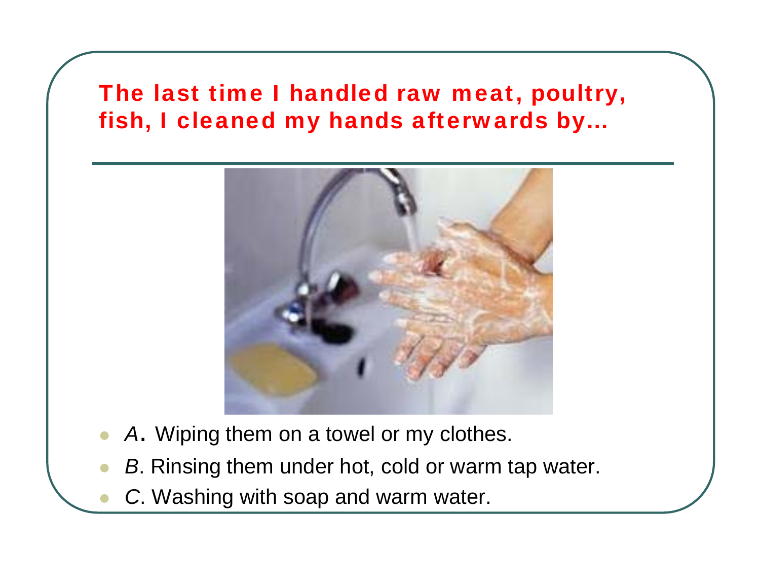## The last time I handled raw meat, poultry, fish, I cleaned my hands afterwards by…

- *A*. Wiping them on a towel or my clothes.
- *B*. Rinsing them under hot, cold or warm tap water.
- *C*. Washing with soap and warm water.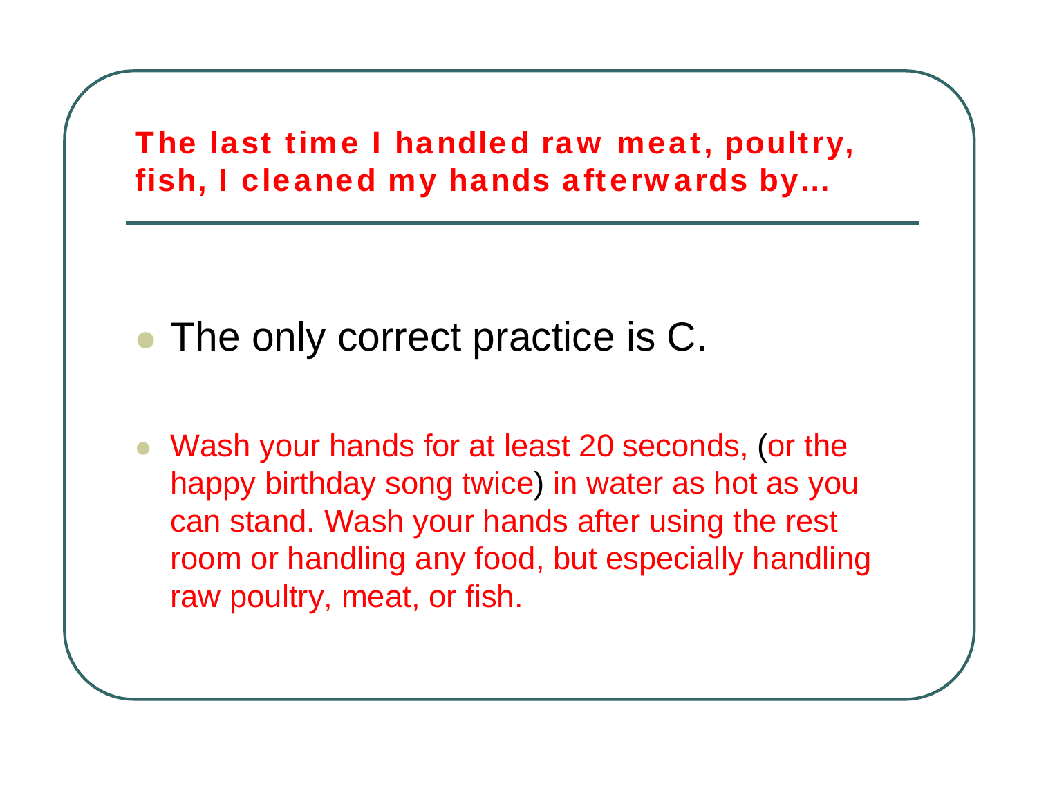## The last time I handled raw meat, poultry, fish, I cleaned my hands afterwards by…

- The only correct practice is C.
- Wash your hands for at least 20 seconds, (or the happy birthday song twice) in water as hot as you can stand. Wash your hands after using the rest room or handling any food, but especially handling raw poultry, meat, or fish.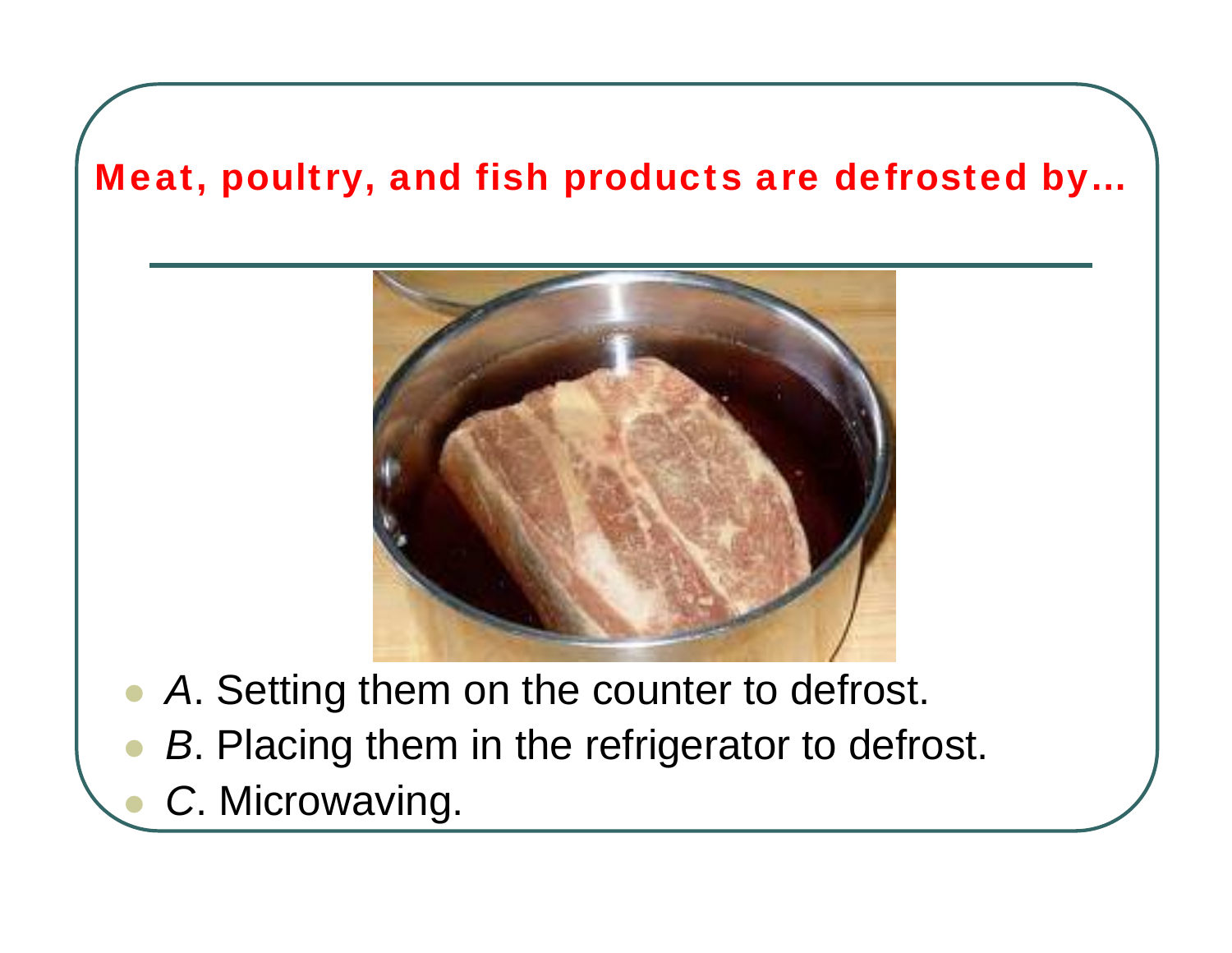## Meat, poultry, and fish products are defrosted by…

- *A*. Setting them on the counter to defrost.
- *B*. Placing them in the refrigerator to defrost.
- *C*. Microwaving.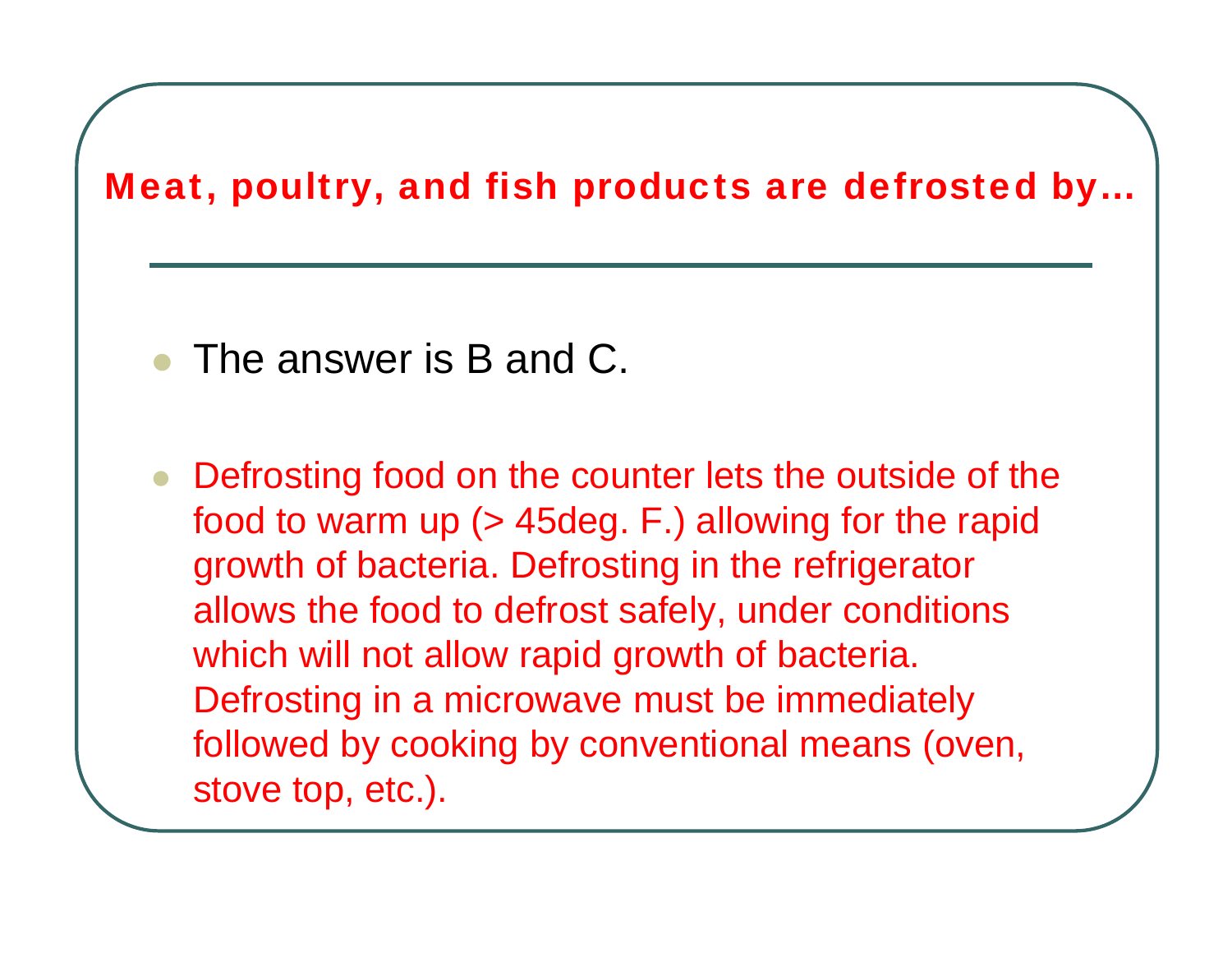## Meat, poultry, and fish products are defrosted by…

- The answer is B and C.
- Defrosting food on the counter lets the outside of the food to warm up (> 45deg. F.) allowing for the rapid growth of bacteria. Defrosting in the refrigerator allows the food to defrost safely, under conditions which will not allow rapid growth of bacteria. Defrosting in a microwave must be immediately followed by cooking by conventional means (oven, stove top, etc.).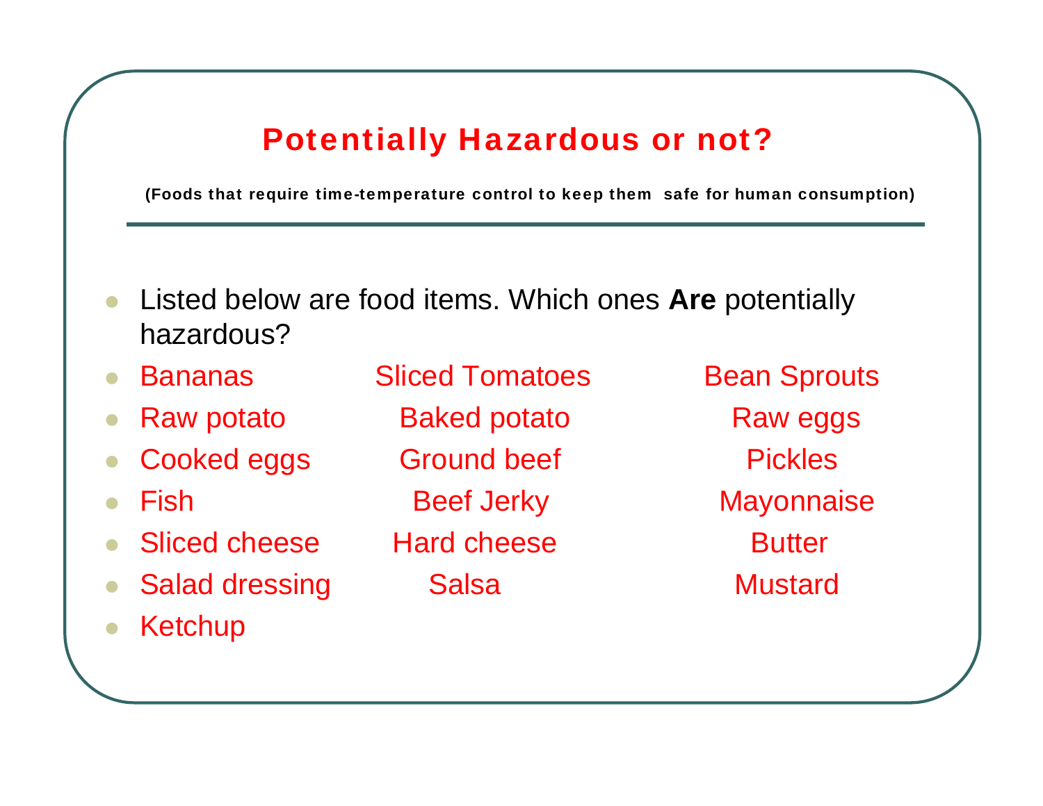## Potentially Hazardous or not?

**(Foods that require time-temperature control to keep them safe for human consumption)**

- Listed below are food items. Which ones **Are** potentially hazardous?
- Bananas — Sliced Tomatoes — Bean Sprouts
- Raw potato — Baked potato — Raw eggs
- Cooked eggs — Ground beef — Pickles
- Fish — Beef Jerky — Mayonnaise
- Sliced cheese — Hard cheese — Butter
- Salad dressing — Salsa — Mustard
- Ketchup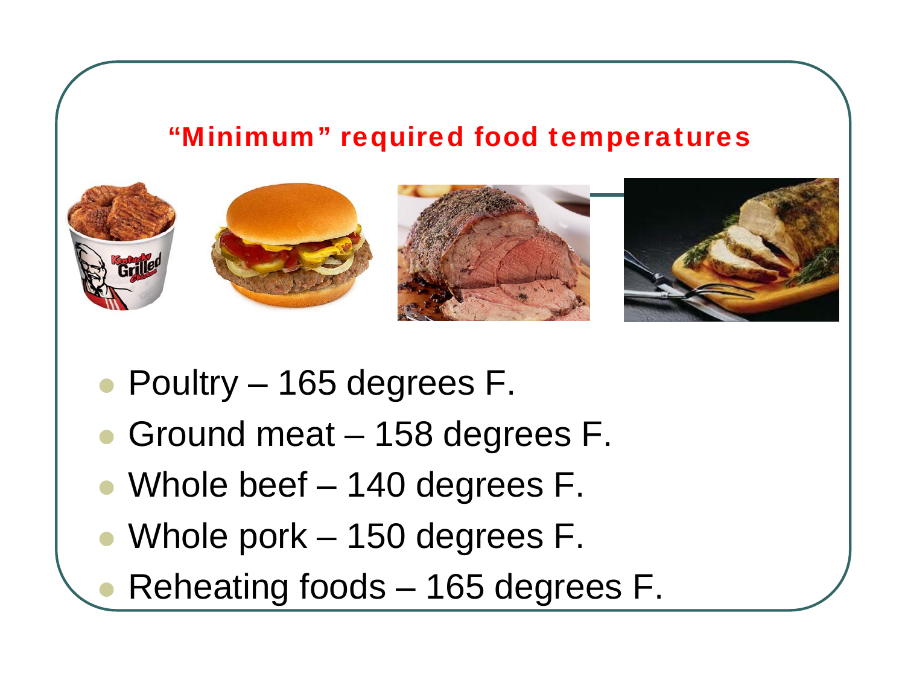## "Minimum" required food temperatures

- Poultry – 165 degrees F.
- Ground meat – 158 degrees F.
- Whole beef – 140 degrees F.
- Whole pork – 150 degrees F.
- Reheating foods – 165 degrees F.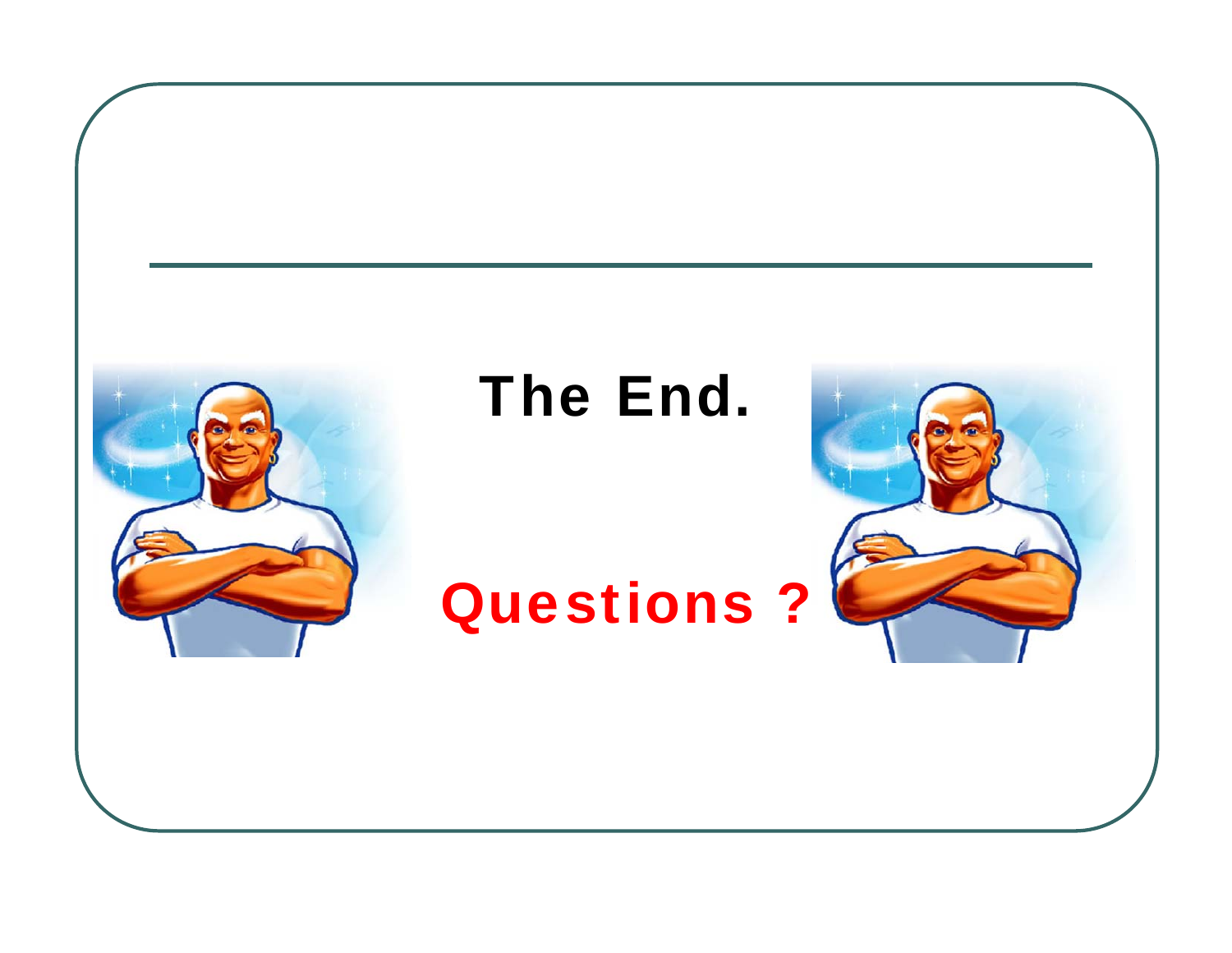**The End.**

**Questions ?**